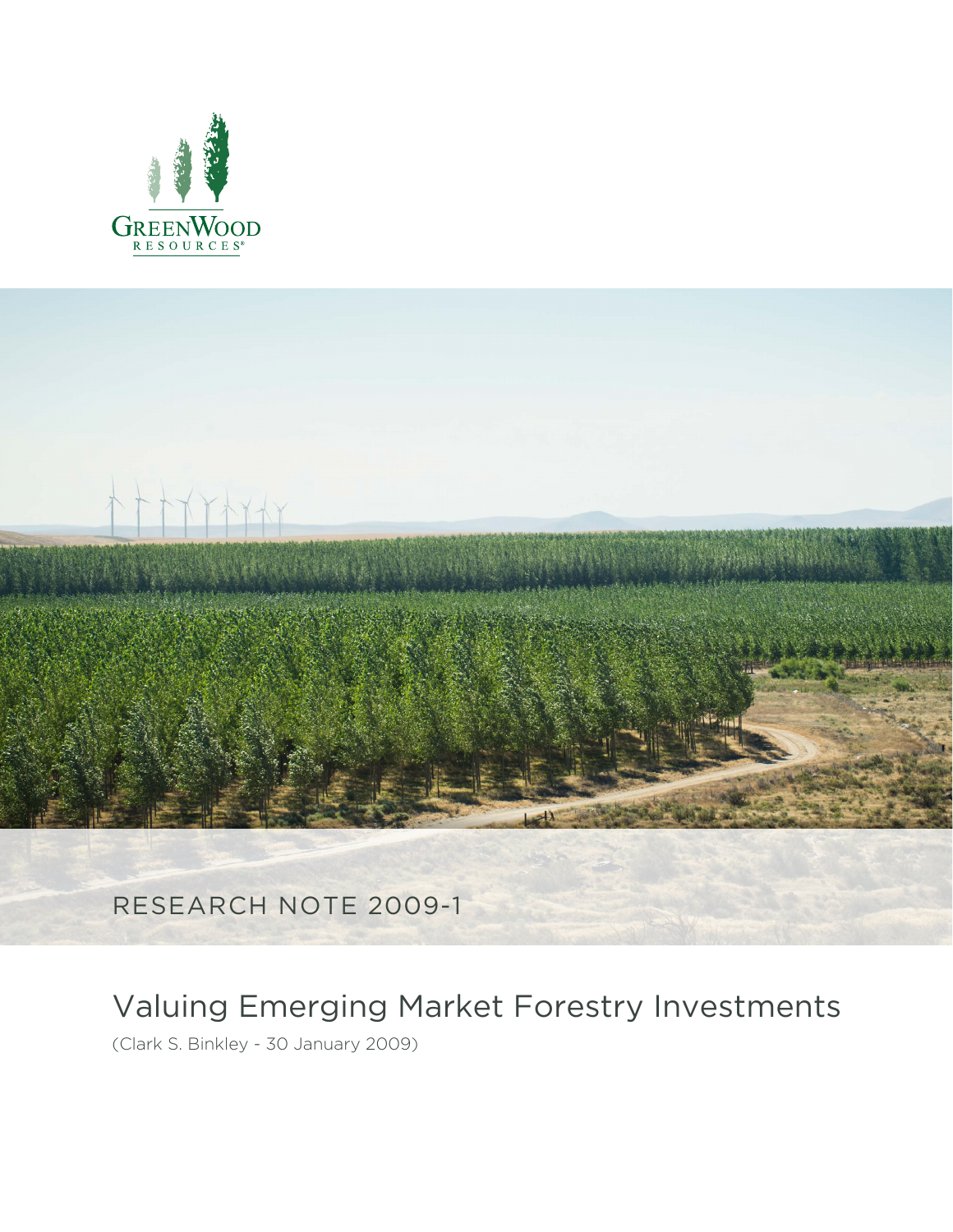GreenWood Resources®

RESEARCH NOTE 2009-1

# Valuing Emerging Market Forestry Investments

(Clark S. Binkley - 30 January 2009)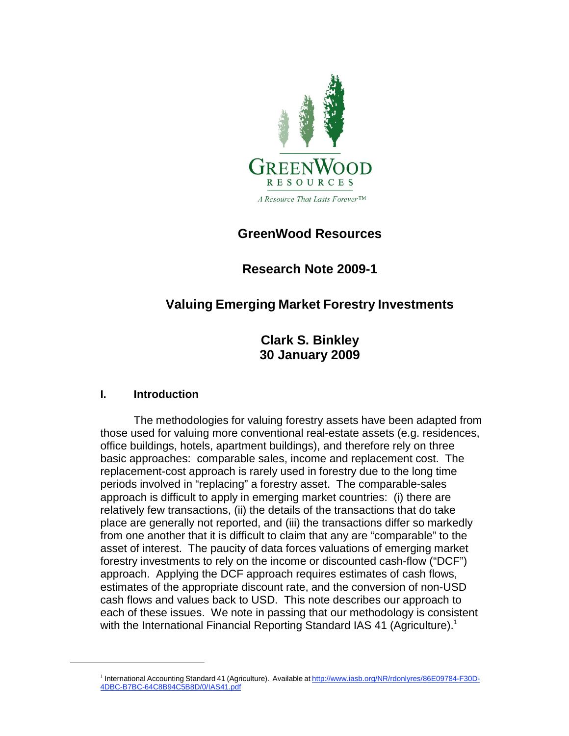GreenWood Resources

A Resource That Lasts Forever™

# GreenWood Resources

## Research Note 2009-1

## Valuing Emerging Market Forestry Investments

**Clark S. Binkley**
**30 January 2009**

### I. Introduction

The methodologies for valuing forestry assets have been adapted from those used for valuing more conventional real-estate assets (e.g. residences, office buildings, hotels, apartment buildings), and therefore rely on three basic approaches: comparable sales, income and replacement cost. The replacement-cost approach is rarely used in forestry due to the long time periods involved in "replacing" a forestry asset. The comparable-sales approach is difficult to apply in emerging market countries: (i) there are relatively few transactions, (ii) the details of the transactions that do take place are generally not reported, and (iii) the transactions differ so markedly from one another that it is difficult to claim that any are "comparable" to the asset of interest. The paucity of data forces valuations of emerging market forestry investments to rely on the income or discounted cash-flow ("DCF") approach. Applying the DCF approach requires estimates of cash flows, estimates of the appropriate discount rate, and the conversion of non-USD cash flows and values back to USD. This note describes our approach to each of these issues. We note in passing that our methodology is consistent with the International Financial Reporting Standard IAS 41 (Agriculture).[1]

[1] International Accounting Standard 41 (Agriculture). Available at http://www.iasb.org/NR/rdonlyres/86E09784-F30D-4DBC-B7BC-64C8B94C5B8D/0/IAS41.pdf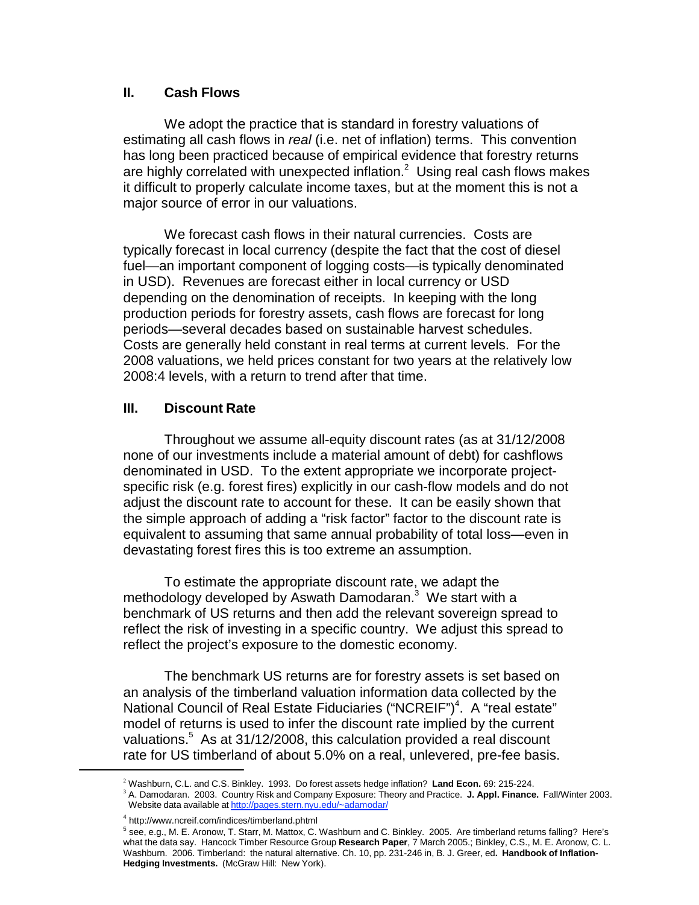## II. Cash Flows

We adopt the practice that is standard in forestry valuations of estimating all cash flows in *real* (i.e. net of inflation) terms. This convention has long been practiced because of empirical evidence that forestry returns are highly correlated with unexpected inflation.[2] Using real cash flows makes it difficult to properly calculate income taxes, but at the moment this is not a major source of error in our valuations.

We forecast cash flows in their natural currencies. Costs are typically forecast in local currency (despite the fact that the cost of diesel fuel—an important component of logging costs—is typically denominated in USD). Revenues are forecast either in local currency or USD depending on the denomination of receipts. In keeping with the long production periods for forestry assets, cash flows are forecast for long periods—several decades based on sustainable harvest schedules. Costs are generally held constant in real terms at current levels. For the 2008 valuations, we held prices constant for two years at the relatively low 2008:4 levels, with a return to trend after that time.

## III. Discount Rate

Throughout we assume all-equity discount rates (as at 31/12/2008 none of our investments include a material amount of debt) for cashflows denominated in USD. To the extent appropriate we incorporate project-specific risk (e.g. forest fires) explicitly in our cash-flow models and do not adjust the discount rate to account for these. It can be easily shown that the simple approach of adding a "risk factor" factor to the discount rate is equivalent to assuming that same annual probability of total loss—even in devastating forest fires this is too extreme an assumption.

To estimate the appropriate discount rate, we adapt the methodology developed by Aswath Damodaran.[3] We start with a benchmark of US returns and then add the relevant sovereign spread to reflect the risk of investing in a specific country. We adjust this spread to reflect the project's exposure to the domestic economy.

The benchmark US returns are for forestry assets is set based on an analysis of the timberland valuation information data collected by the National Council of Real Estate Fiduciaries ("NCREIF")[4]. A "real estate" model of returns is used to infer the discount rate implied by the current valuations.[5] As at 31/12/2008, this calculation provided a real discount rate for US timberland of about 5.0% on a real, unlevered, pre-fee basis.

---

[2] Washburn, C.L. and C.S. Binkley. 1993. Do forest assets hedge inflation? **Land Econ.** 69: 215-224.

[3] A. Damodaran. 2003. Country Risk and Company Exposure: Theory and Practice. **J. Appl. Finance.** Fall/Winter 2003. Website data available at http://pages.stern.nyu.edu/~adamodar/

[4] http://www.ncreif.com/indices/timberland.phtml

[5] see, e.g., M. E. Aronow, T. Starr, M. Mattox, C. Washburn and C. Binkley. 2005. Are timberland returns falling? Here's what the data say. Hancock Timber Resource Group **Research Paper**, 7 March 2005.; Binkley, C.S., M. E. Aronow, C. L. Washburn. 2006. Timberland: the natural alternative. Ch. 10, pp. 231-246 in, B. J. Greer, ed**. Handbook of Inflation-Hedging Investments.** (McGraw Hill: New York).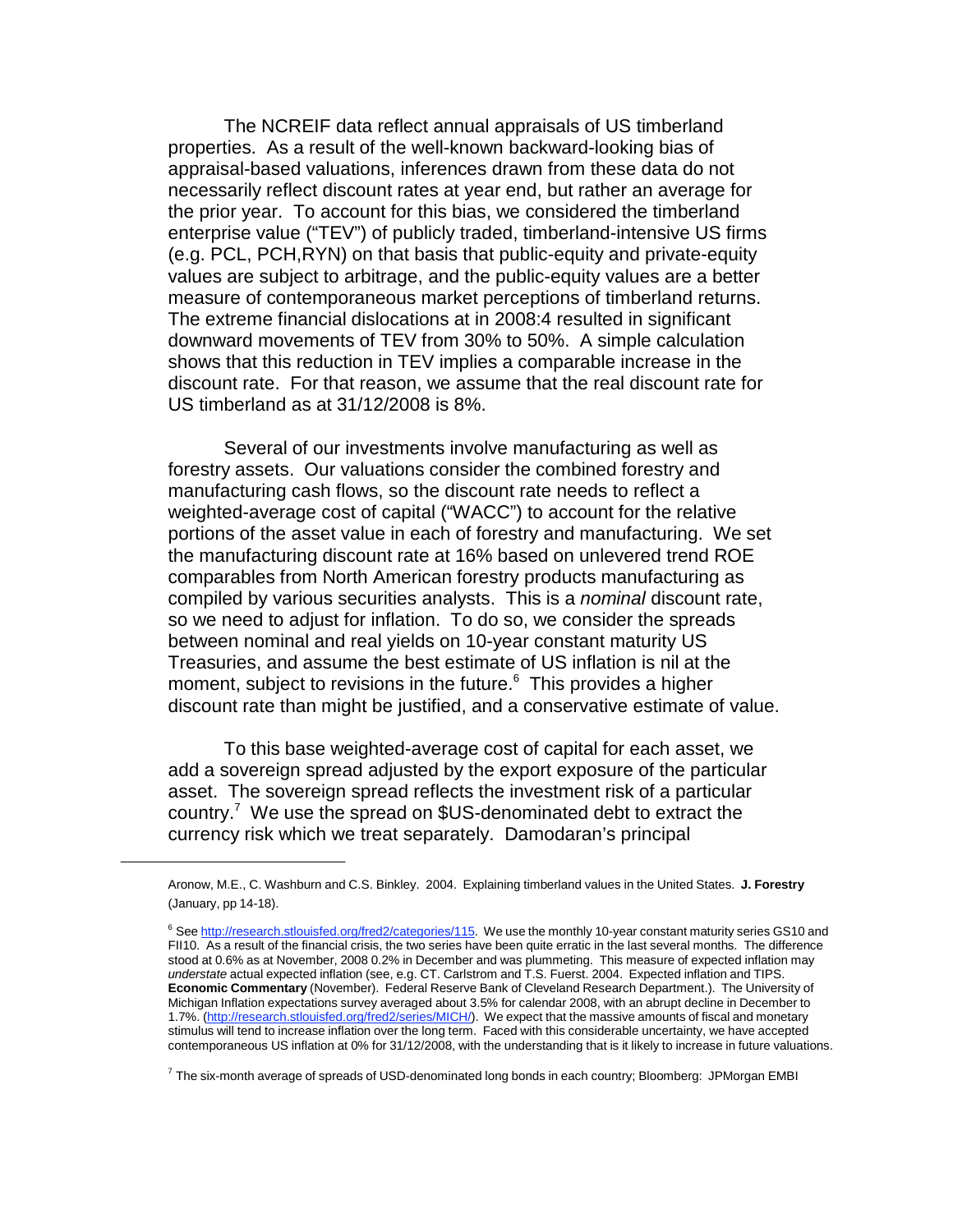The NCREIF data reflect annual appraisals of US timberland properties. As a result of the well-known backward-looking bias of appraisal-based valuations, inferences drawn from these data do not necessarily reflect discount rates at year end, but rather an average for the prior year. To account for this bias, we considered the timberland enterprise value ("TEV") of publicly traded, timberland-intensive US firms (e.g. PCL, PCH,RYN) on that basis that public-equity and private-equity values are subject to arbitrage, and the public-equity values are a better measure of contemporaneous market perceptions of timberland returns. The extreme financial dislocations at in 2008:4 resulted in significant downward movements of TEV from 30% to 50%. A simple calculation shows that this reduction in TEV implies a comparable increase in the discount rate. For that reason, we assume that the real discount rate for US timberland as at 31/12/2008 is 8%.

Several of our investments involve manufacturing as well as forestry assets. Our valuations consider the combined forestry and manufacturing cash flows, so the discount rate needs to reflect a weighted-average cost of capital ("WACC") to account for the relative portions of the asset value in each of forestry and manufacturing. We set the manufacturing discount rate at 16% based on unlevered trend ROE comparables from North American forestry products manufacturing as compiled by various securities analysts. This is a *nominal* discount rate, so we need to adjust for inflation. To do so, we consider the spreads between nominal and real yields on 10-year constant maturity US Treasuries, and assume the best estimate of US inflation is nil at the moment, subject to revisions in the future.[6] This provides a higher discount rate than might be justified, and a conservative estimate of value.

To this base weighted-average cost of capital for each asset, we add a sovereign spread adjusted by the export exposure of the particular asset. The sovereign spread reflects the investment risk of a particular country.[7] We use the spread on $US-denominated debt to extract the currency risk which we treat separately. Damodaran's principal

---

Aronow, M.E., C. Washburn and C.S. Binkley. 2004. Explaining timberland values in the United States. **J. Forestry** (January, pp 14-18).

[6] See http://research.stlouisfed.org/fred2/categories/115. We use the monthly 10-year constant maturity series GS10 and FII10. As a result of the financial crisis, the two series have been quite erratic in the last several months. The difference stood at 0.6% as at November, 2008 0.2% in December and was plummeting. This measure of expected inflation may *understate* actual expected inflation (see, e.g. CT. Carlstrom and T.S. Fuerst. 2004. Expected inflation and TIPS. **Economic Commentary** (November). Federal Reserve Bank of Cleveland Research Department.). The University of Michigan Inflation expectations survey averaged about 3.5% for calendar 2008, with an abrupt decline in December to 1.7%. (http://research.stlouisfed.org/fred2/series/MICH/). We expect that the massive amounts of fiscal and monetary stimulus will tend to increase inflation over the long term. Faced with this considerable uncertainty, we have accepted contemporaneous US inflation at 0% for 31/12/2008, with the understanding that is it likely to increase in future valuations.

[7] The six-month average of spreads of USD-denominated long bonds in each country; Bloomberg: JPMorgan EMBI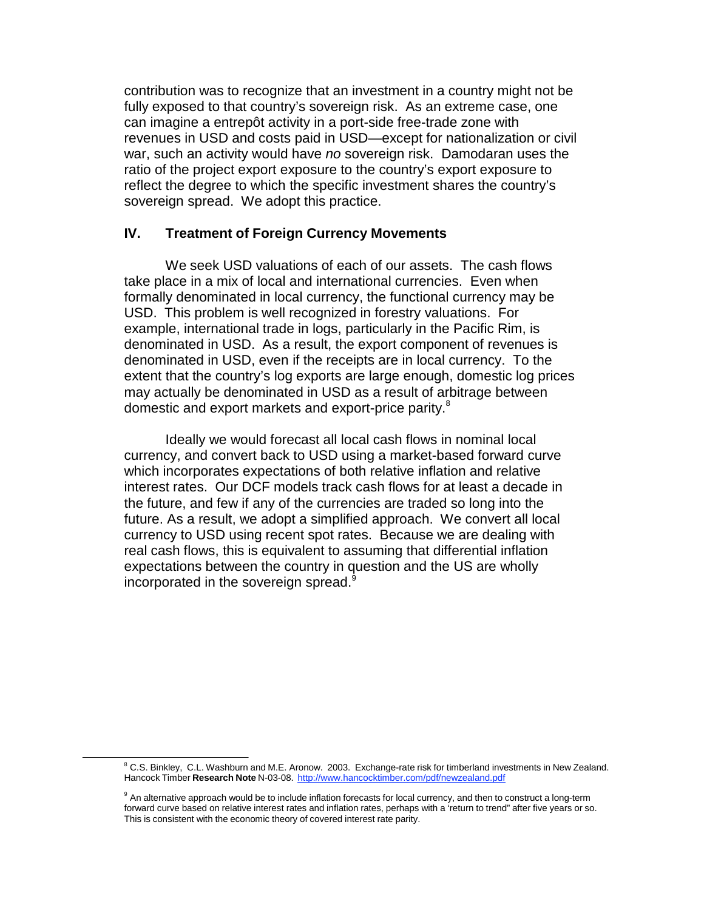contribution was to recognize that an investment in a country might not be fully exposed to that country's sovereign risk. As an extreme case, one can imagine a entrepôt activity in a port-side free-trade zone with revenues in USD and costs paid in USD—except for nationalization or civil war, such an activity would have *no* sovereign risk. Damodaran uses the ratio of the project export exposure to the country's export exposure to reflect the degree to which the specific investment shares the country's sovereign spread. We adopt this practice.

## IV. Treatment of Foreign Currency Movements

We seek USD valuations of each of our assets. The cash flows take place in a mix of local and international currencies. Even when formally denominated in local currency, the functional currency may be USD. This problem is well recognized in forestry valuations. For example, international trade in logs, particularly in the Pacific Rim, is denominated in USD. As a result, the export component of revenues is denominated in USD, even if the receipts are in local currency. To the extent that the country's log exports are large enough, domestic log prices may actually be denominated in USD as a result of arbitrage between domestic and export markets and export-price parity.[8]

Ideally we would forecast all local cash flows in nominal local currency, and convert back to USD using a market-based forward curve which incorporates expectations of both relative inflation and relative interest rates. Our DCF models track cash flows for at least a decade in the future, and few if any of the currencies are traded so long into the future. As a result, we adopt a simplified approach. We convert all local currency to USD using recent spot rates. Because we are dealing with real cash flows, this is equivalent to assuming that differential inflation expectations between the country in question and the US are wholly incorporated in the sovereign spread.[9]

---

[8] C.S. Binkley, C.L. Washburn and M.E. Aronow. 2003. Exchange-rate risk for timberland investments in New Zealand. Hancock Timber **Research Note** N-03-08. http://www.hancocktimber.com/pdf/newzealand.pdf

[9] An alternative approach would be to include inflation forecasts for local currency, and then to construct a long-term forward curve based on relative interest rates and inflation rates, perhaps with a 'return to trend" after five years or so. This is consistent with the economic theory of covered interest rate parity.